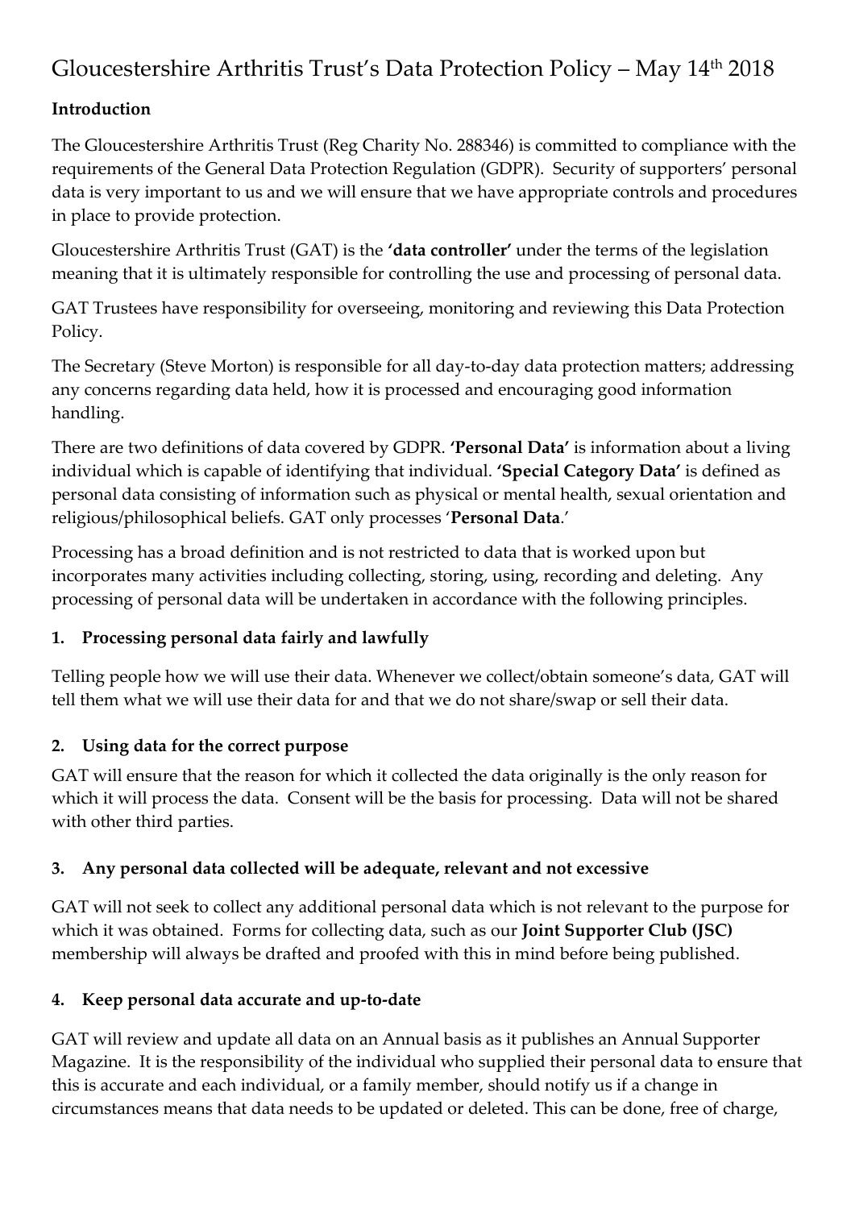# Gloucestershire Arthritis Trust's Data Protection Policy – May 14th 2018

**Introduction**

The Gloucestershire Arthritis Trust (Reg Charity No. 288346) is committed to compliance with the requirements of the General Data Protection Regulation (GDPR). Security of supporters' personal data is very important to us and we will ensure that we have appropriate controls and procedures in place to provide protection.

Gloucestershire Arthritis Trust (GAT) is the **'data controller'** under the terms of the legislation meaning that it is ultimately responsible for controlling the use and processing of personal data.

GAT Trustees have responsibility for overseeing, monitoring and reviewing this Data Protection Policy.

The Secretary (Steve Morton) is responsible for all day-to-day data protection matters; addressing any concerns regarding data held, how it is processed and encouraging good information handling.

There are two definitions of data covered by GDPR. **'Personal Data'** is information about a living individual which is capable of identifying that individual. **'Special Category Data'** is defined as personal data consisting of information such as physical or mental health, sexual orientation and religious/philosophical beliefs. GAT only processes '**Personal Data**.'

Processing has a broad definition and is not restricted to data that is worked upon but incorporates many activities including collecting, storing, using, recording and deleting. Any processing of personal data will be undertaken in accordance with the following principles.

**1. Processing personal data fairly and lawfully**

Telling people how we will use their data. Whenever we collect/obtain someone's data, GAT will tell them what we will use their data for and that we do not share/swap or sell their data.

**2. Using data for the correct purpose**

GAT will ensure that the reason for which it collected the data originally is the only reason for which it will process the data. Consent will be the basis for processing. Data will not be shared with other third parties.

**3. Any personal data collected will be adequate, relevant and not excessive**

GAT will not seek to collect any additional personal data which is not relevant to the purpose for which it was obtained. Forms for collecting data, such as our **Joint Supporter Club (JSC)** membership will always be drafted and proofed with this in mind before being published.

**4. Keep personal data accurate and up-to-date**

GAT will review and update all data on an Annual basis as it publishes an Annual Supporter Magazine. It is the responsibility of the individual who supplied their personal data to ensure that this is accurate and each individual, or a family member, should notify us if a change in circumstances means that data needs to be updated or deleted. This can be done, free of charge,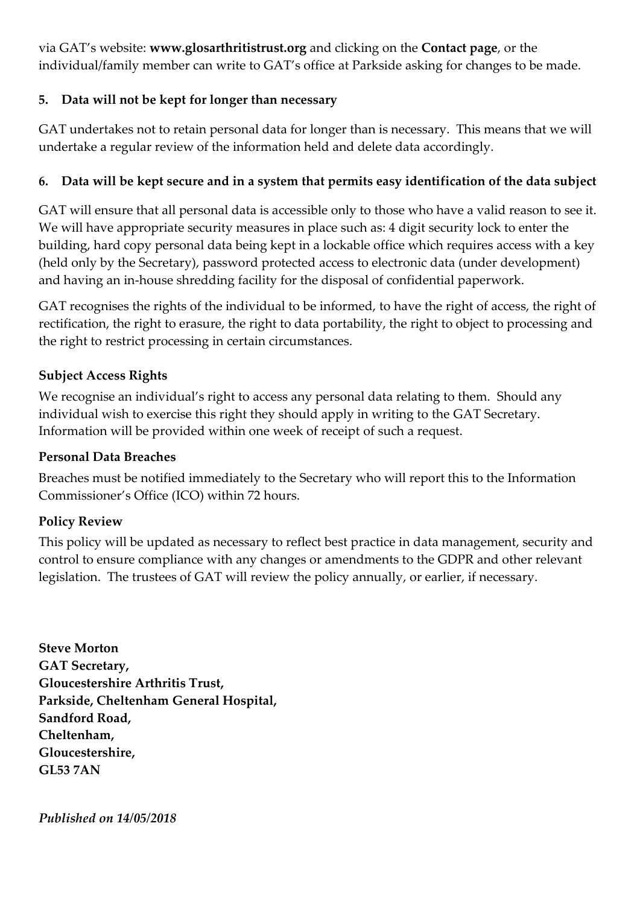via GAT's website: **www.glosarthritistrust.org** and clicking on the **Contact page**, or the individual/family member can write to GAT's office at Parkside asking for changes to be made.

### 5. Data will not be kept for longer than necessary

GAT undertakes not to retain personal data for longer than is necessary. This means that we will undertake a regular review of the information held and delete data accordingly.

### 6. Data will be kept secure and in a system that permits easy identification of the data subject

GAT will ensure that all personal data is accessible only to those who have a valid reason to see it. We will have appropriate security measures in place such as: 4 digit security lock to enter the building, hard copy personal data being kept in a lockable office which requires access with a key (held only by the Secretary), password protected access to electronic data (under development) and having an in-house shredding facility for the disposal of confidential paperwork.

GAT recognises the rights of the individual to be informed, to have the right of access, the right of rectification, the right to erasure, the right to data portability, the right to object to processing and the right to restrict processing in certain circumstances.

### Subject Access Rights

We recognise an individual's right to access any personal data relating to them. Should any individual wish to exercise this right they should apply in writing to the GAT Secretary. Information will be provided within one week of receipt of such a request.

### Personal Data Breaches

Breaches must be notified immediately to the Secretary who will report this to the Information Commissioner's Office (ICO) within 72 hours.

### Policy Review

This policy will be updated as necessary to reflect best practice in data management, security and control to ensure compliance with any changes or amendments to the GDPR and other relevant legislation. The trustees of GAT will review the policy annually, or earlier, if necessary.

**Steve Morton**
**GAT Secretary,**
**Gloucestershire Arthritis Trust,**
**Parkside, Cheltenham General Hospital,**
**Sandford Road,**
**Cheltenham,**
**Gloucestershire,**
**GL53 7AN**

***Published on 14/05/2018***